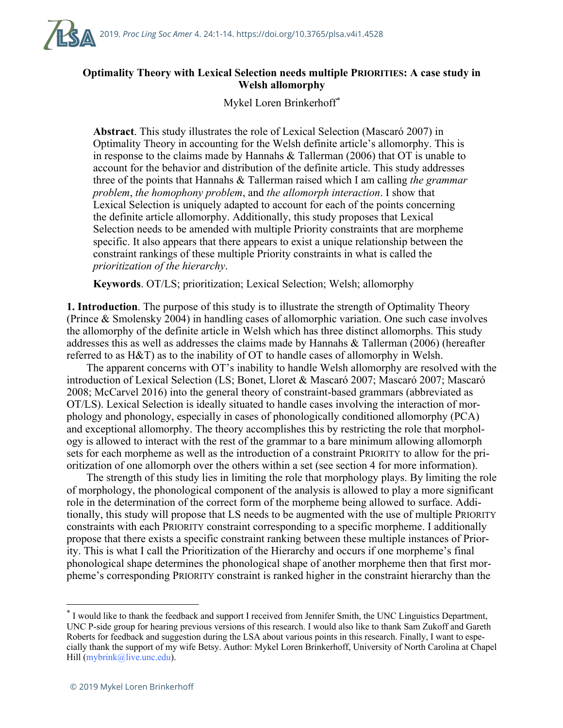# Optimality Theory with Lexical Selection needs multiple PRIORITIES: A case study in Welsh allomorphy

Mykel Loren Brinkerhoff*

**Abstract**. This study illustrates the role of Lexical Selection (Mascaró 2007) in Optimality Theory in accounting for the Welsh definite article's allomorphy. This is in response to the claims made by Hannahs & Tallerman (2006) that OT is unable to account for the behavior and distribution of the definite article. This study addresses three of the points that Hannahs & Tallerman raised which I am calling *the grammar problem*, *the homophony problem*, and *the allomorph interaction*. I show that Lexical Selection is uniquely adapted to account for each of the points concerning the definite article allomorphy. Additionally, this study proposes that Lexical Selection needs to be amended with multiple Priority constraints that are morpheme specific. It also appears that there appears to exist a unique relationship between the constraint rankings of these multiple Priority constraints in what is called the *prioritization of the hierarchy*.

**Keywords**. OT/LS; prioritization; Lexical Selection; Welsh; allomorphy

**1. Introduction**. The purpose of this study is to illustrate the strength of Optimality Theory (Prince & Smolensky 2004) in handling cases of allomorphic variation. One such case involves the allomorphy of the definite article in Welsh which has three distinct allomorphs. This study addresses this as well as addresses the claims made by Hannahs & Tallerman (2006) (hereafter referred to as H&T) as to the inability of OT to handle cases of allomorphy in Welsh.

The apparent concerns with OT's inability to handle Welsh allomorphy are resolved with the introduction of Lexical Selection (LS; Bonet, Lloret & Mascaró 2007; Mascaró 2007; Mascaró 2008; McCarvel 2016) into the general theory of constraint-based grammars (abbreviated as OT/LS). Lexical Selection is ideally situated to handle cases involving the interaction of morphology and phonology, especially in cases of phonologically conditioned allomorphy (PCA) and exceptional allomorphy. The theory accomplishes this by restricting the role that morphology is allowed to interact with the rest of the grammar to a bare minimum allowing allomorph sets for each morpheme as well as the introduction of a constraint PRIORITY to allow for the prioritization of one allomorph over the others within a set (see section 4 for more information).

The strength of this study lies in limiting the role that morphology plays. By limiting the role of morphology, the phonological component of the analysis is allowed to play a more significant role in the determination of the correct form of the morpheme being allowed to surface. Additionally, this study will propose that LS needs to be augmented with the use of multiple PRIORITY constraints with each PRIORITY constraint corresponding to a specific morpheme. I additionally propose that there exists a specific constraint ranking between these multiple instances of Priority. This is what I call the Prioritization of the Hierarchy and occurs if one morpheme's final phonological shape determines the phonological shape of another morpheme then that first morpheme's corresponding PRIORITY constraint is ranked higher in the constraint hierarchy than the

* I would like to thank the feedback and support I received from Jennifer Smith, the UNC Linguistics Department, UNC P-side group for hearing previous versions of this research. I would also like to thank Sam Zukoff and Gareth Roberts for feedback and suggestion during the LSA about various points in this research. Finally, I want to especially thank the support of my wife Betsy. Author: Mykel Loren Brinkerhoff, University of North Carolina at Chapel Hill (mybrink@live.unc.edu).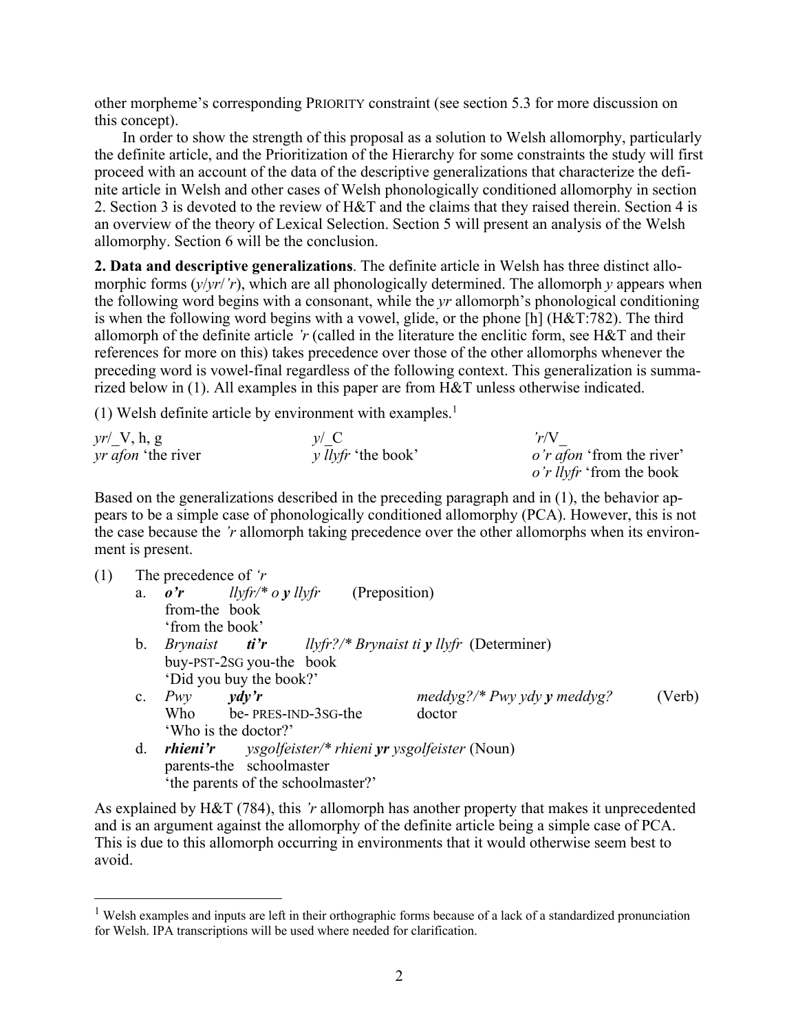other morpheme's corresponding PRIORITY constraint (see section 5.3 for more discussion on this concept).

In order to show the strength of this proposal as a solution to Welsh allomorphy, particularly the definite article, and the Prioritization of the Hierarchy for some constraints the study will first proceed with an account of the data of the descriptive generalizations that characterize the definite article in Welsh and other cases of Welsh phonologically conditioned allomorphy in section 2. Section 3 is devoted to the review of H&T and the claims that they raised therein. Section 4 is an overview of the theory of Lexical Selection. Section 5 will present an analysis of the Welsh allomorphy. Section 6 will be the conclusion.

**2. Data and descriptive generalizations**. The definite article in Welsh has three distinct allomorphic forms (*y*/*yr*/*'r*), which are all phonologically determined. The allomorph *y* appears when the following word begins with a consonant, while the *yr* allomorph's phonological conditioning is when the following word begins with a vowel, glide, or the phone [h] (H&T:782). The third allomorph of the definite article *'r* (called in the literature the enclitic form, see H&T and their references for more on this) takes precedence over those of the other allomorphs whenever the preceding word is vowel-final regardless of the following context. This generalization is summarized below in (1). All examples in this paper are from H&T unless otherwise indicated.

(1) Welsh definite article by environment with examples.[1]

| *yr*/_V, h, g | *y*/_C | *'r*/V_ |
|---|---|---|
| *yr afon* 'the river | *y llyfr* 'the book' | *o'r afon* 'from the river' |
| | | *o'r llyfr* 'from the book |

Based on the generalizations described in the preceding paragraph and in (1), the behavior appears to be a simple case of phonologically conditioned allomorphy (PCA). However, this is not the case because the *'r* allomorph taking precedence over the other allomorphs when its environment is present.

(1) The precedence of *'r*

a. ***o'r*** *llyfr/\* o* ***y*** *llyfr* (Preposition)
   from-the book
   'from the book'

b. *Brynaist* ***ti'r*** *llyfr?/\* Brynaist ti* ***y*** *llyfr* (Determiner)
   buy-PST-2SG you-the book
   'Did you buy the book?'

c. *Pwy* ***ydy'r*** *meddyg?/\* Pwy ydy* ***y*** *meddyg?* (Verb)
   Who be- PRES-IND-3SG-the doctor
   'Who is the doctor?'

d. ***rhieni'r*** *ysgolfeister/\* rhieni* ***yr*** *ysgolfeister* (Noun)
   parents-the schoolmaster
   'the parents of the schoolmaster?'

As explained by H&T (784), this *'r* allomorph has another property that makes it unprecedented and is an argument against the allomorphy of the definite article being a simple case of PCA. This is due to this allomorph occurring in environments that it would otherwise seem best to avoid.

[1] Welsh examples and inputs are left in their orthographic forms because of a lack of a standardized pronunciation for Welsh. IPA transcriptions will be used where needed for clarification.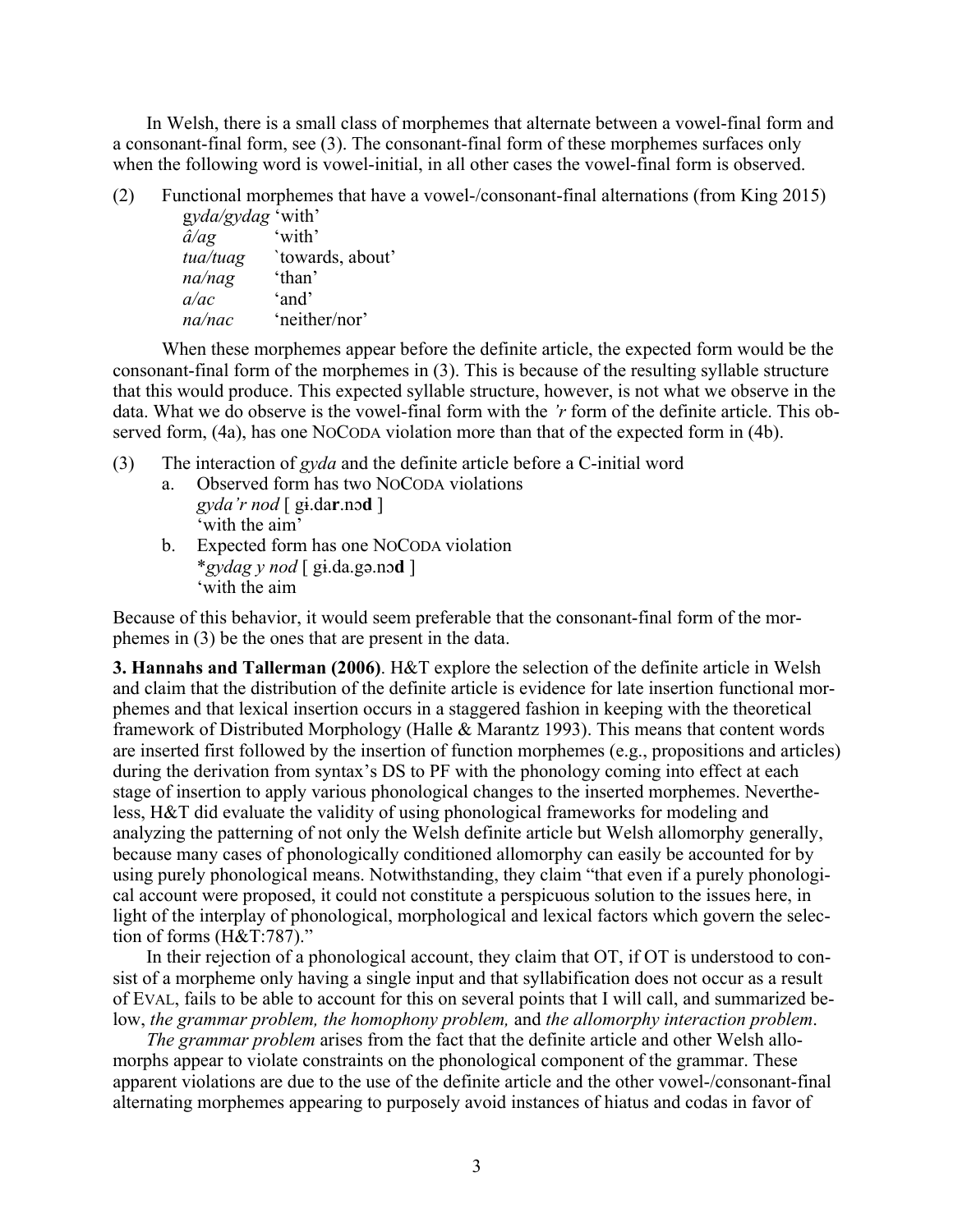In Welsh, there is a small class of morphemes that alternate between a vowel-final form and a consonant-final form, see (3). The consonant-final form of these morphemes surfaces only when the following word is vowel-initial, in all other cases the vowel-final form is observed.

(2) Functional morphemes that have a vowel-/consonant-final alternations (from King 2015)

| | |
|---|---|
| *gyda/gydag* | 'with' |
| *â/ag* | 'with' |
| *tua/tuag* | `towards, about' |
| *na/nag* | 'than' |
| *a/ac* | 'and' |
| *na/nac* | 'neither/nor' |

When these morphemes appear before the definite article, the expected form would be the consonant-final form of the morphemes in (3). This is because of the resulting syllable structure that this would produce. This expected syllable structure, however, is not what we observe in the data. What we do observe is the vowel-final form with the *'r* form of the definite article. This observed form, (4a), has one NoCoda violation more than that of the expected form in (4b).

(3) The interaction of *gyda* and the definite article before a C-initial word

a. Observed form has two NoCoda violations
   *gyda'r nod* [ gɨ.da**r**.nɔ**d** ]
   'with the aim'

b. Expected form has one NoCoda violation
   \**gydag y nod* [ gɨ.da.gə.nɔ**d** ]
   'with the aim

Because of this behavior, it would seem preferable that the consonant-final form of the morphemes in (3) be the ones that are present in the data.

**3. Hannahs and Tallerman (2006)**. H&T explore the selection of the definite article in Welsh and claim that the distribution of the definite article is evidence for late insertion functional morphemes and that lexical insertion occurs in a staggered fashion in keeping with the theoretical framework of Distributed Morphology (Halle & Marantz 1993). This means that content words are inserted first followed by the insertion of function morphemes (e.g., propositions and articles) during the derivation from syntax's DS to PF with the phonology coming into effect at each stage of insertion to apply various phonological changes to the inserted morphemes. Nevertheless, H&T did evaluate the validity of using phonological frameworks for modeling and analyzing the patterning of not only the Welsh definite article but Welsh allomorphy generally, because many cases of phonologically conditioned allomorphy can easily be accounted for by using purely phonological means. Notwithstanding, they claim "that even if a purely phonological account were proposed, it could not constitute a perspicuous solution to the issues here, in light of the interplay of phonological, morphological and lexical factors which govern the selection of forms (H&T:787)."

In their rejection of a phonological account, they claim that OT, if OT is understood to consist of a morpheme only having a single input and that syllabification does not occur as a result of Eval, fails to be able to account for this on several points that I will call, and summarized below, *the grammar problem, the homophony problem,* and *the allomorphy interaction problem*.

*The grammar problem* arises from the fact that the definite article and other Welsh allomorphs appear to violate constraints on the phonological component of the grammar. These apparent violations are due to the use of the definite article and the other vowel-/consonant-final alternating morphemes appearing to purposely avoid instances of hiatus and codas in favor of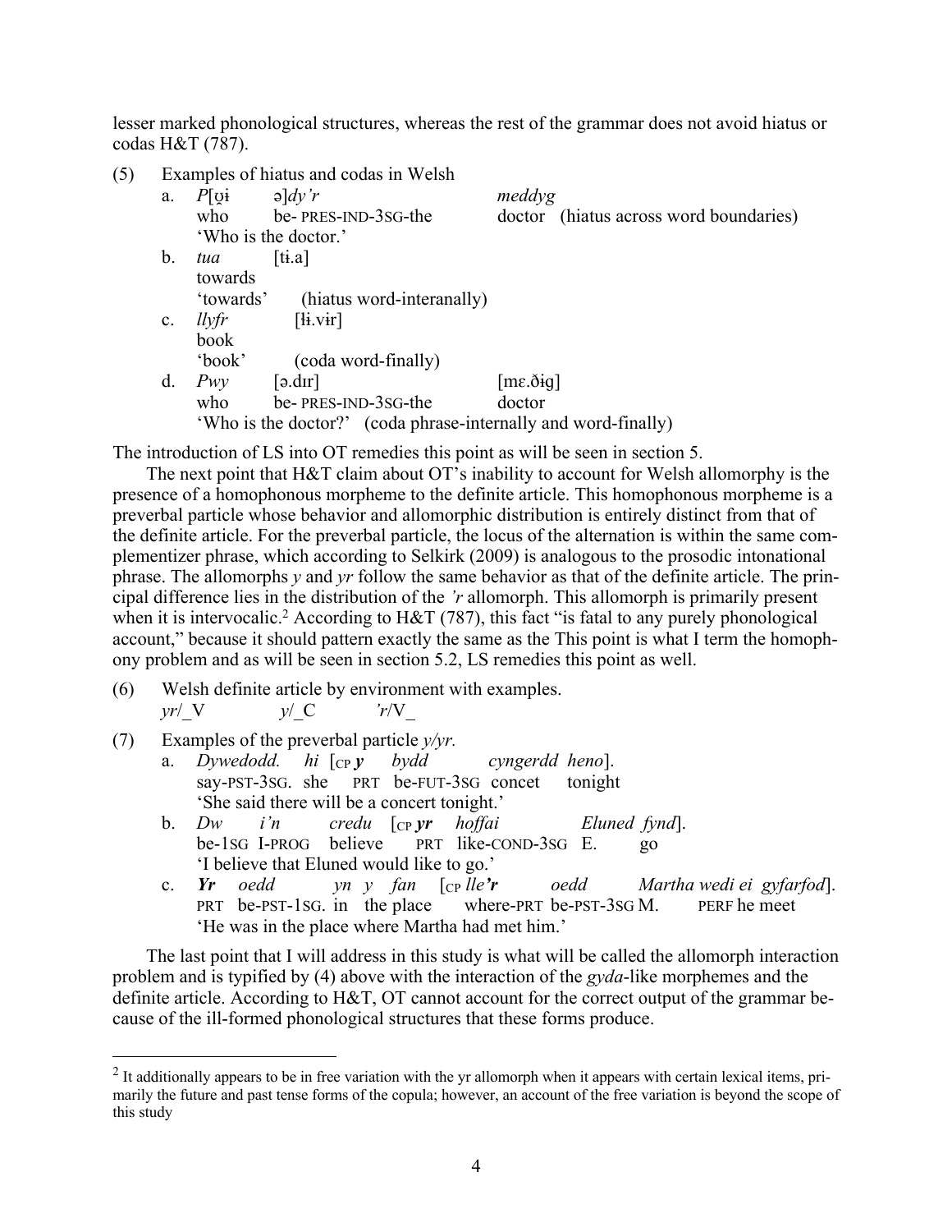lesser marked phonological structures, whereas the rest of the grammar does not avoid hiatus or codas H&T (787).

(5) Examples of hiatus and codas in Welsh

a. *P*[ʊ̯ɨ ə]*dy'r* *meddyg*
   who be- PRES-IND-3SG-the doctor (hiatus across word boundaries)
   'Who is the doctor.'

b. *tua* [tɨ.a]
   towards
   'towards' (hiatus word-interanally)

c. *llyfr* [ɬɨ.vɨr]
   book
   'book' (coda word-finally)

d. *Pwy* [ə.dɪr] [mɛ.ðɨg]
   who be- PRES-IND-3SG-the doctor
   'Who is the doctor?' (coda phrase-internally and word-finally)

The introduction of LS into OT remedies this point as will be seen in section 5.

The next point that H&T claim about OT's inability to account for Welsh allomorphy is the presence of a homophonous morpheme to the definite article. This homophonous morpheme is a preverbal particle whose behavior and allomorphic distribution is entirely distinct from that of the definite article. For the preverbal particle, the locus of the alternation is within the same complementizer phrase, which according to Selkirk (2009) is analogous to the prosodic intonational phrase. The allomorphs *y* and *yr* follow the same behavior as that of the definite article. The principal difference lies in the distribution of the *'r* allomorph. This allomorph is primarily present when it is intervocalic.[2] According to H&T (787), this fact "is fatal to any purely phonological account," because it should pattern exactly the same as the This point is what I term the homophony problem and as will be seen in section 5.2, LS remedies this point as well.

(6) Welsh definite article by environment with examples.
   *yr*/_V *y*/_C *'r*/V_

(7) Examples of the preverbal particle *y/yr.*

a. *Dywedodd. hi* [$_{CP}$ ***y*** *bydd cyngerdd heno*].
   say-PST-3SG. she PRT be-FUT-3SG concet tonight
   'She said there will be a concert tonight.'

b. *Dw i'n credu* [$_{CP}$ ***yr*** *hoffai Eluned fynd*].
   be-1SG I-PROG believe PRT like-COND-3SG E. go
   'I believe that Eluned would like to go.'

c. ***Yr*** *oedd yn y fan* [$_{CP}$ *lle**'r*** *oedd Martha wedi ei gyfarfod*].
   PRT be-PST-1SG. in the place where-PRT be-PST-3SG M. PERF he meet
   'He was in the place where Martha had met him.'

The last point that I will address in this study is what will be called the allomorph interaction problem and is typified by (4) above with the interaction of the *gyda*-like morphemes and the definite article. According to H&T, OT cannot account for the correct output of the grammar because of the ill-formed phonological structures that these forms produce.

---

[2] It additionally appears to be in free variation with the yr allomorph when it appears with certain lexical items, primarily the future and past tense forms of the copula; however, an account of the free variation is beyond the scope of this study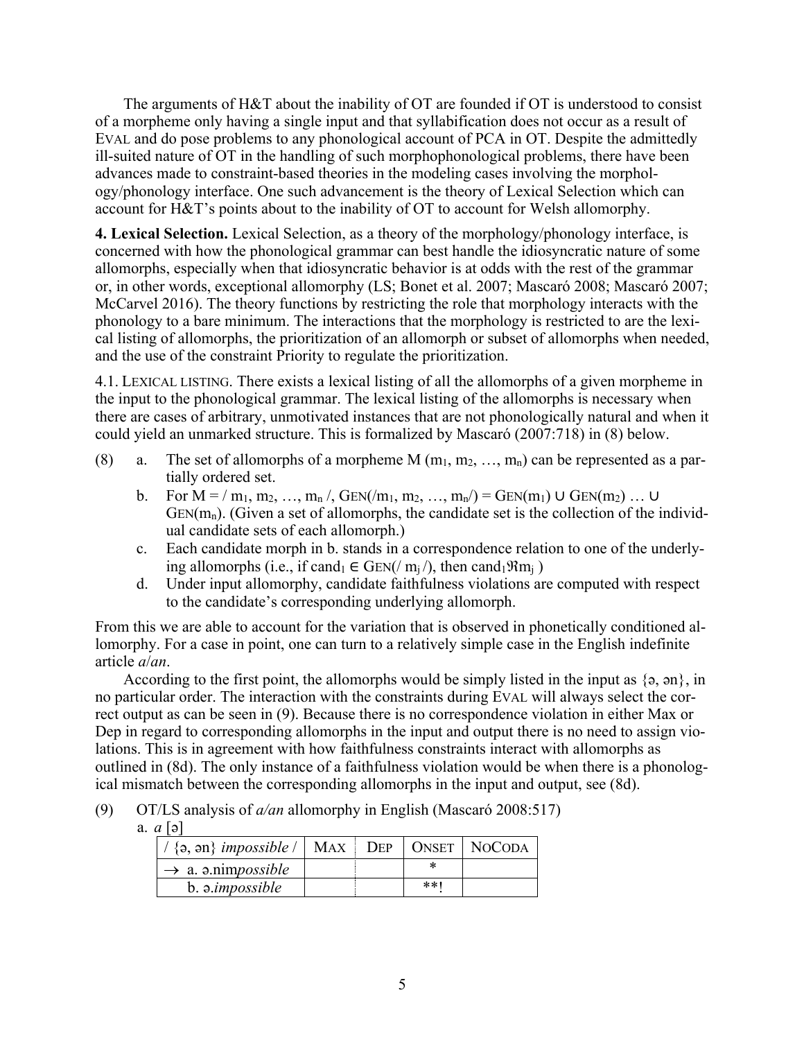The arguments of H&T about the inability of OT are founded if OT is understood to consist of a morpheme only having a single input and that syllabification does not occur as a result of EVAL and do pose problems to any phonological account of PCA in OT. Despite the admittedly ill-suited nature of OT in the handling of such morphophonological problems, there have been advances made to constraint-based theories in the modeling cases involving the morphology/phonology interface. One such advancement is the theory of Lexical Selection which can account for H&T's points about to the inability of OT to account for Welsh allomorphy.

**4. Lexical Selection.** Lexical Selection, as a theory of the morphology/phonology interface, is concerned with how the phonological grammar can best handle the idiosyncratic nature of some allomorphs, especially when that idiosyncratic behavior is at odds with the rest of the grammar or, in other words, exceptional allomorphy (LS; Bonet et al. 2007; Mascaró 2008; Mascaró 2007; McCarvel 2016). The theory functions by restricting the role that morphology interacts with the phonology to a bare minimum. The interactions that the morphology is restricted to are the lexical listing of allomorphs, the prioritization of an allomorph or subset of allomorphs when needed, and the use of the constraint Priority to regulate the prioritization.

4.1. LEXICAL LISTING. There exists a lexical listing of all the allomorphs of a given morpheme in the input to the phonological grammar. The lexical listing of the allomorphs is necessary when there are cases of arbitrary, unmotivated instances that are not phonologically natural and when it could yield an unmarked structure. This is formalized by Mascaró (2007:718) in (8) below.

(8)
  a. The set of allomorphs of a morpheme M ($m_1, m_2, \ldots, m_n$) can be represented as a partially ordered set.
  b. For M = / $m_1, m_2, \ldots, m_n$ /, GEN(/$m_1, m_2, \ldots, m_n$/) = GEN($m_1$) ∪ GEN($m_2$) … ∪ GEN($m_n$). (Given a set of allomorphs, the candidate set is the collection of the individual candidate sets of each allomorph.)
  c. Each candidate morph in b. stands in a correspondence relation to one of the underlying allomorphs (i.e., if $cand_1 \in$ GEN(/ $m_j$ /), then $cand_1 \Re m_j$ )
  d. Under input allomorphy, candidate faithfulness violations are computed with respect to the candidate's corresponding underlying allomorph.

From this we are able to account for the variation that is observed in phonetically conditioned allomorphy. For a case in point, one can turn to a relatively simple case in the English indefinite article *a*/*an*.

According to the first point, the allomorphs would be simply listed in the input as {ə, ən}, in no particular order. The interaction with the constraints during EVAL will always select the correct output as can be seen in (9). Because there is no correspondence violation in either Max or Dep in regard to corresponding allomorphs in the input and output there is no need to assign violations. This is in agreement with how faithfulness constraints interact with allomorphs as outlined in (8d). The only instance of a faithfulness violation would be when there is a phonological mismatch between the corresponding allomorphs in the input and output, see (8d).

(9) OT/LS analysis of *a/an* allomorphy in English (Mascaró 2008:517)

a. *a* [ə]

| / {ə, ən} *impossible* / | MAX | DEP | ONSET | NOCODA |
|---|---|---|---|---|
| → a. ə.nim*possible* | | | * | |
| b. ə.*impossible* | | | **! | |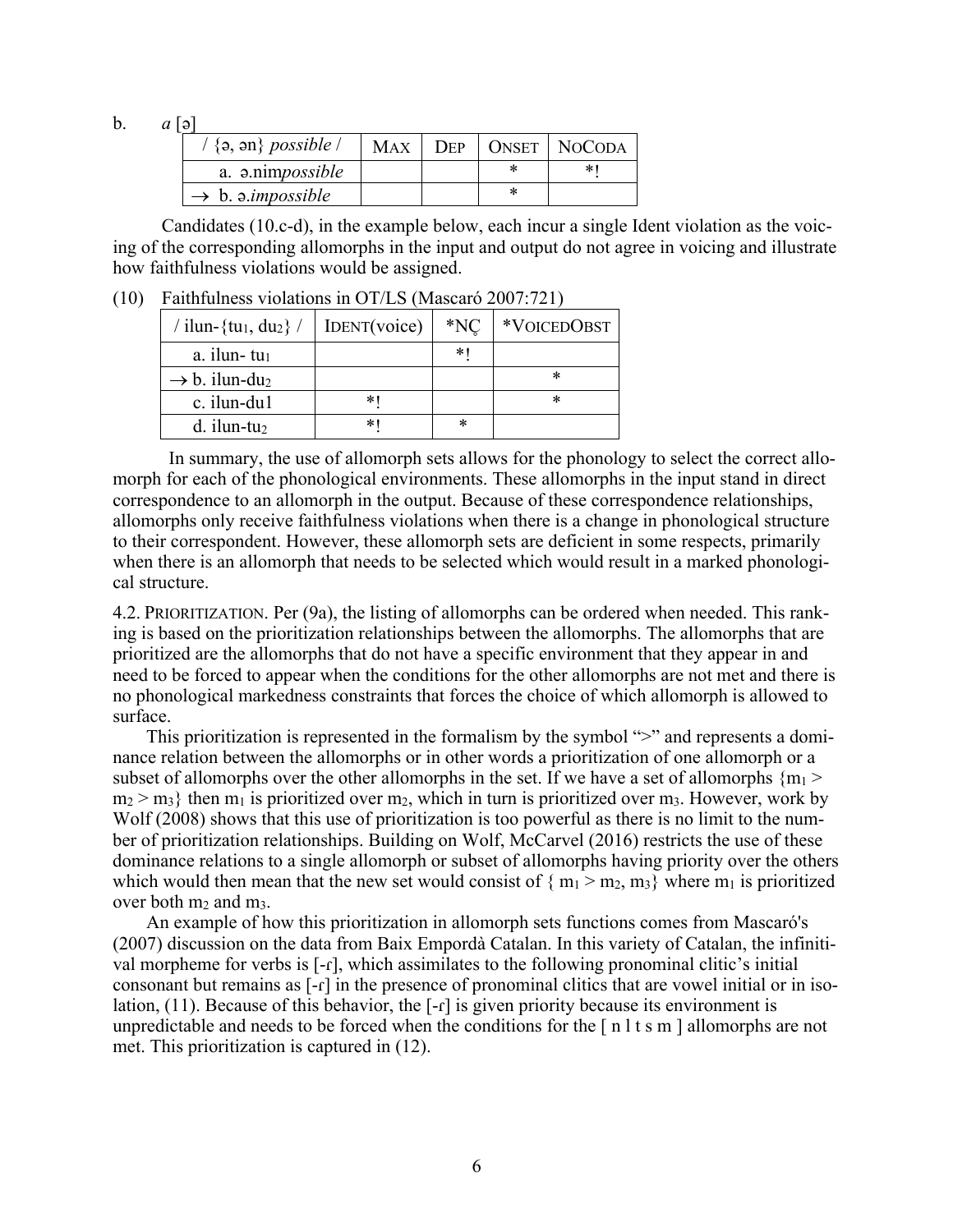b. *a* [ə]

| / {ə, ən} *possible* / | MAX | DEP | ONSET | NOCODA |
|---|---|---|---|---|
| a. ə.nim*possible* | | | * | *! |
| → b. ə.*impossible* | | | * | |

Candidates (10.c-d), in the example below, each incur a single Ident violation as the voicing of the corresponding allomorphs in the input and output do not agree in voicing and illustrate how faithfulness violations would be assigned.

(10) Faithfulness violations in OT/LS (Mascaró 2007:721)

| / ilun-{tu$_1$, du$_2$} / | IDENT(voice) | *NÇ | *VOICEDOBST |
|---|---|---|---|
| a. ilun- tu$_1$ | | *! | |
| → b. ilun-du$_2$ | | | * |
| c. ilun-du1 | *! | | * |
| d. ilun-tu$_2$ | *! | * | |

In summary, the use of allomorph sets allows for the phonology to select the correct allomorph for each of the phonological environments. These allomorphs in the input stand in direct correspondence to an allomorph in the output. Because of these correspondence relationships, allomorphs only receive faithfulness violations when there is a change in phonological structure to their correspondent. However, these allomorph sets are deficient in some respects, primarily when there is an allomorph that needs to be selected which would result in a marked phonological structure.

4.2. PRIORITIZATION. Per (9a), the listing of allomorphs can be ordered when needed. This ranking is based on the prioritization relationships between the allomorphs. The allomorphs that are prioritized are the allomorphs that do not have a specific environment that they appear in and need to be forced to appear when the conditions for the other allomorphs are not met and there is no phonological markedness constraints that forces the choice of which allomorph is allowed to surface.

This prioritization is represented in the formalism by the symbol ">" and represents a dominance relation between the allomorphs or in other words a prioritization of one allomorph or a subset of allomorphs over the other allomorphs in the set. If we have a set of allomorphs $\{m_1 > m_2 > m_3\}$ then $m_1$ is prioritized over $m_2$, which in turn is prioritized over $m_3$. However, work by Wolf (2008) shows that this use of prioritization is too powerful as there is no limit to the number of prioritization relationships. Building on Wolf, McCarvel (2016) restricts the use of these dominance relations to a single allomorph or subset of allomorphs having priority over the others which would then mean that the new set would consist of $\{ m_1 > m_2, m_3\}$ where $m_1$ is prioritized over both $m_2$ and $m_3$.

An example of how this prioritization in allomorph sets functions comes from Mascaró's (2007) discussion on the data from Baix Empordà Catalan. In this variety of Catalan, the infinitival morpheme for verbs is [-ɾ], which assimilates to the following pronominal clitic's initial consonant but remains as [-ɾ] in the presence of pronominal clitics that are vowel initial or in isolation, (11). Because of this behavior, the [-ɾ] is given priority because its environment is unpredictable and needs to be forced when the conditions for the [ n l t s m ] allomorphs are not met. This prioritization is captured in (12).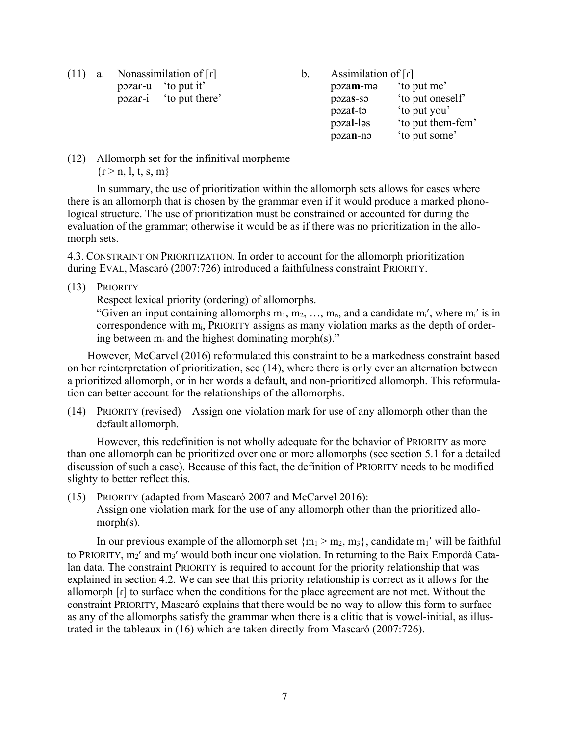(11) a. Nonassimilation of [ɾ]

| | |
|---|---|
| pɔza**ɾ**-u | 'to put it' |
| pɔza**ɾ**-i | 'to put there' |

b. Assimilation of [ɾ]

| | |
|---|---|
| pɔza**m**-mə | 'to put me' |
| pɔza**s**-sə | 'to put oneself' |
| pɔza**t**-tə | 'to put you' |
| pɔza**l**-ləs | 'to put them-fem' |
| pɔza**n**-nə | 'to put some' |

(12) Allomorph set for the infinitival morpheme
{ɾ > n, l, t, s, m}

In summary, the use of prioritization within the allomorph sets allows for cases where there is an allomorph that is chosen by the grammar even if it would produce a marked phonological structure. The use of prioritization must be constrained or accounted for during the evaluation of the grammar; otherwise it would be as if there was no prioritization in the allomorph sets.

4.3. Constraint on Prioritization. In order to account for the allomorph prioritization during Eval, Mascaró (2007:726) introduced a faithfulness constraint Priority.

(13) Priority
Respect lexical priority (ordering) of allomorphs.
"Given an input containing allomorphs $m_1$, $m_2$, …, $m_n$, and a candidate $m_i'$, where $m_i'$ is in correspondence with $m_i$, Priority assigns as many violation marks as the depth of ordering between $m_i$ and the highest dominating morph(s)."

However, McCarvel (2016) reformulated this constraint to be a markedness constraint based on her reinterpretation of prioritization, see (14), where there is only ever an alternation between a prioritized allomorph, or in her words a default, and non-prioritized allomorph. This reformulation can better account for the relationships of the allomorphs.

(14) Priority (revised) – Assign one violation mark for use of any allomorph other than the default allomorph.

However, this redefinition is not wholly adequate for the behavior of Priority as more than one allomorph can be prioritized over one or more allomorphs (see section 5.1 for a detailed discussion of such a case). Because of this fact, the definition of Priority needs to be modified slighty to better reflect this.

(15) Priority (adapted from Mascaró 2007 and McCarvel 2016):
Assign one violation mark for the use of any allomorph other than the prioritized allomorph(s).

In our previous example of the allomorph set $\{m_1 > m_2, m_3\}$, candidate $m_1'$ will be faithful to Priority, $m_2'$ and $m_3'$ would both incur one violation. In returning to the Baix Empordà Catalan data. The constraint Priority is required to account for the priority relationship that was explained in section 4.2. We can see that this priority relationship is correct as it allows for the allomorph [ɾ] to surface when the conditions for the place agreement are not met. Without the constraint Priority, Mascaró explains that there would be no way to allow this form to surface as any of the allomorphs satisfy the grammar when there is a clitic that is vowel-initial, as illustrated in the tableaux in (16) which are taken directly from Mascaró (2007:726).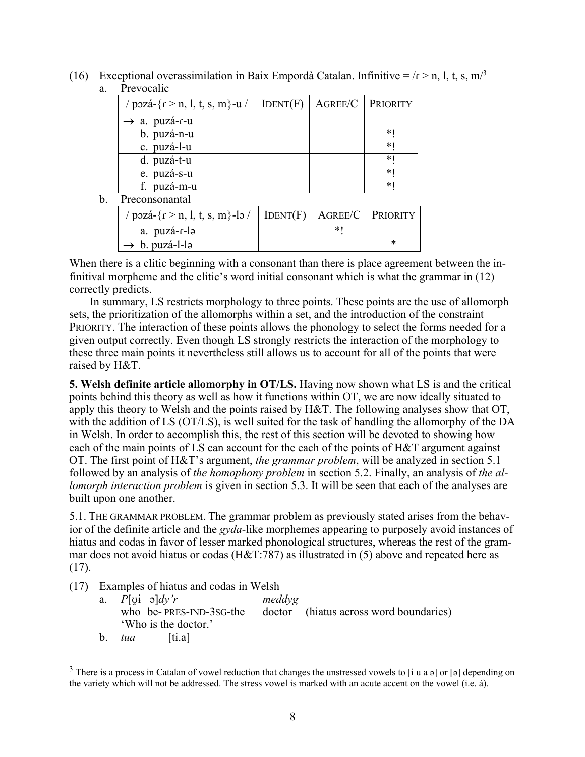(16) Exceptional overassimilation in Baix Empordà Catalan. Infinitive = /ɾ > n, l, t, s, m/[3]

a. Prevocalic

| / pɔzá-{ɾ > n, l, t, s, m}-u / | IDENT(F) | AGREE/C | PRIORITY |
|---|---|---|---|
| → a. puzá-ɾ-u | | | |
| b. puzá-n-u | | | *! |
| c. puzá-l-u | | | *! |
| d. puzá-t-u | | | *! |
| e. puzá-s-u | | | *! |
| f. puzá-m-u | | | *! |

b. Preconsonantal

| / pɔzá-{ɾ > n, l, t, s, m}-lə / | IDENT(F) | AGREE/C | PRIORITY |
|---|---|---|---|
| a. puzá-ɾ-lə | | *! | |
| → b. puzá-l-lə | | | * |

When there is a clitic beginning with a consonant than there is place agreement between the infinitival morpheme and the clitic's word initial consonant which is what the grammar in (12) correctly predicts.

In summary, LS restricts morphology to three points. These points are the use of allomorph sets, the prioritization of the allomorphs within a set, and the introduction of the constraint PRIORITY. The interaction of these points allows the phonology to select the forms needed for a given output correctly. Even though LS strongly restricts the interaction of the morphology to these three main points it nevertheless still allows us to account for all of the points that were raised by H&T.

**5. Welsh definite article allomorphy in OT/LS.** Having now shown what LS is and the critical points behind this theory as well as how it functions within OT, we are now ideally situated to apply this theory to Welsh and the points raised by H&T. The following analyses show that OT, with the addition of LS (OT/LS), is well suited for the task of handling the allomorphy of the DA in Welsh. In order to accomplish this, the rest of this section will be devoted to showing how each of the main points of LS can account for the each of the points of H&T argument against OT. The first point of H&T's argument, *the grammar problem*, will be analyzed in section 5.1 followed by an analysis of *the homophony problem* in section 5.2. Finally, an analysis of *the allomorph interaction problem* is given in section 5.3. It will be seen that each of the analyses are built upon one another.

5.1. THE GRAMMAR PROBLEM. The grammar problem as previously stated arises from the behavior of the definite article and the *gyda*-like morphemes appearing to purposely avoid instances of hiatus and codas in favor of lesser marked phonological structures, whereas the rest of the grammar does not avoid hiatus or codas (H&T:787) as illustrated in (5) above and repeated here as (17).

(17) Examples of hiatus and codas in Welsh

a. *P*[ʊ̯ɨ ə]*dy'r* *meddyg*
who be- PRES-IND-3SG-the doctor (hiatus across word boundaries)
'Who is the doctor.'

b. *tua* [tɨ.a]

[3] There is a process in Catalan of vowel reduction that changes the unstressed vowels to [i u a ə] or [ə] depending on the variety which will not be addressed. The stress vowel is marked with an acute accent on the vowel (i.e. á).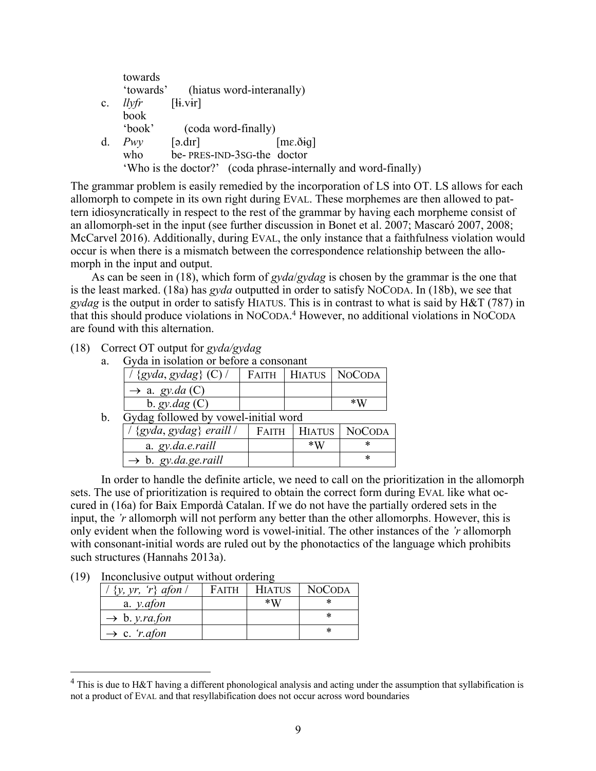towards
'towards' (hiatus word-interanally)

c. *llyfr* [ɬɨ.vɨr]
book
'book' (coda word-finally)

d. *Pwy* [ə.dɪr] [mɛ.ðɨg]
who be- PRES-IND-3SG-the doctor
'Who is the doctor?' (coda phrase-internally and word-finally)

The grammar problem is easily remedied by the incorporation of LS into OT. LS allows for each allomorph to compete in its own right during EVAL. These morphemes are then allowed to pattern idiosyncratically in respect to the rest of the grammar by having each morpheme consist of an allomorph-set in the input (see further discussion in Bonet et al. 2007; Mascaró 2007, 2008; McCarvel 2016). Additionally, during EVAL, the only instance that a faithfulness violation would occur is when there is a mismatch between the correspondence relationship between the allomorph in the input and output.

As can be seen in (18), which form of *gyda*/*gydag* is chosen by the grammar is the one that is the least marked. (18a) has *gyda* outputted in order to satisfy NOCODA. In (18b), we see that *gydag* is the output in order to satisfy HIATUS. This is in contrast to what is said by H&T (787) in that this should produce violations in NOCODA.[4] However, no additional violations in NOCODA are found with this alternation.

(18) Correct OT output for *gyda/gydag*

a. Gyda in isolation or before a consonant

| / {*gyda*, *gydag*} (C) / | FAITH | HIATUS | NOCODA |
|---|---|---|---|
| → a. *gy.da* (C) | | | |
| b. *gy.dag* (C) | | | *W |

b. Gydag followed by vowel-initial word

| / {*gyda*, *gydag*} *eraill* / | FAITH | HIATUS | NOCODA |
|---|---|---|---|
| a. *gy.da.e.raill* | | *W | * |
| → b. *gy.da.ge.raill* | | | * |

In order to handle the definite article, we need to call on the prioritization in the allomorph sets. The use of prioritization is required to obtain the correct form during EVAL like what occured in (16a) for Baix Empordà Catalan. If we do not have the partially ordered sets in the input, the *'r* allomorph will not perform any better than the other allomorphs. However, this is only evident when the following word is vowel-initial. The other instances of the *'r* allomorph with consonant-initial words are ruled out by the phonotactics of the language which prohibits such structures (Hannahs 2013a).

(19) Inconclusive output without ordering

| / {*y*, *yr*, *'r*} *afon* / | FAITH | HIATUS | NOCODA |
|---|---|---|---|
| a. *y.afon* | | *W | * |
| → b. *y.ra.fon* | | | * |
| → c. *'r.afon* | | | * |

[4] This is due to H&T having a different phonological analysis and acting under the assumption that syllabification is not a product of EVAL and that resyllabification does not occur across word boundaries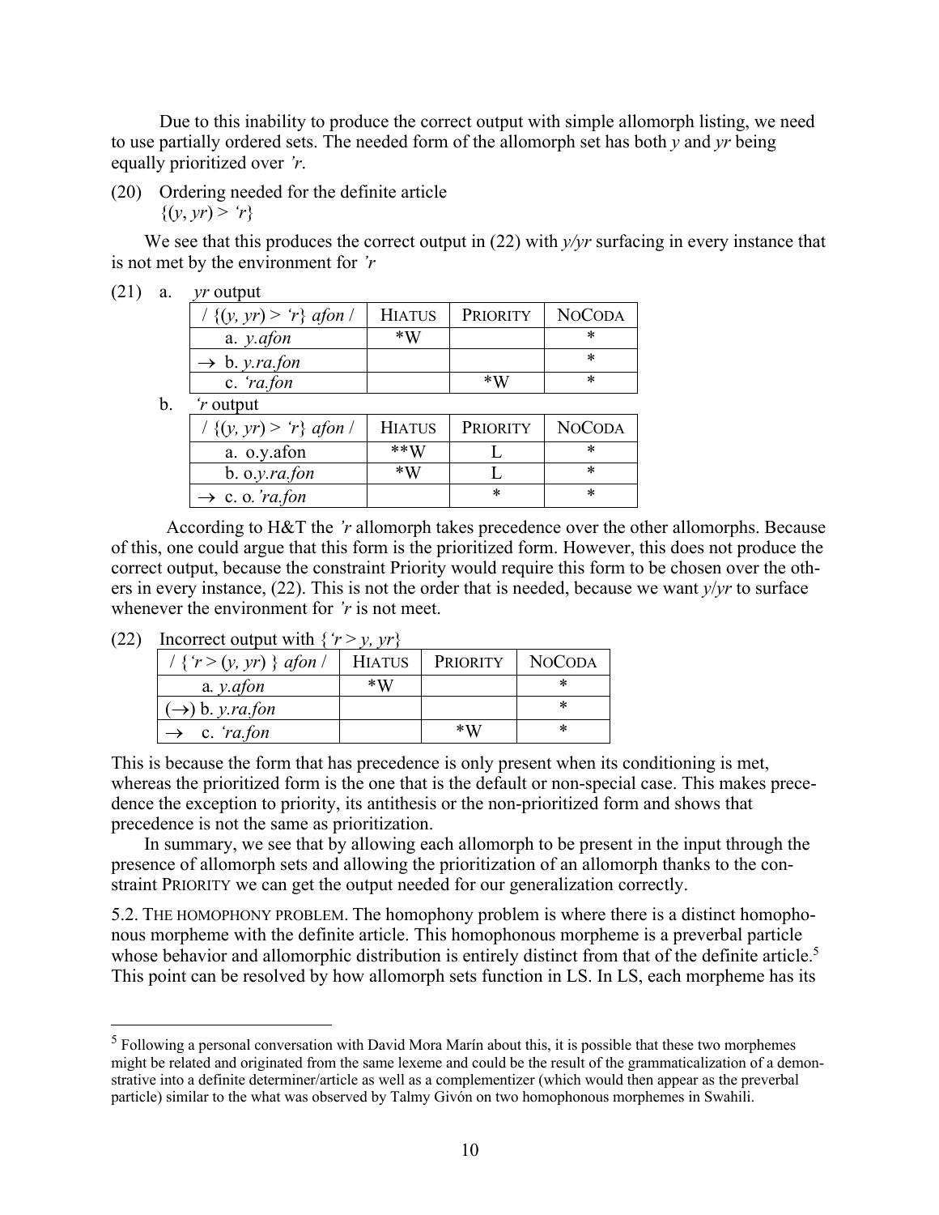Due to this inability to produce the correct output with simple allomorph listing, we need to use partially ordered sets. The needed form of the allomorph set has both *y* and *yr* being equally prioritized over *'r*.

(20) Ordering needed for the definite article
{(*y*, *yr*) > *'r*}

We see that this produces the correct output in (22) with *y/yr* surfacing in every instance that is not met by the environment for *'r*

(21) a. *yr* output

| / {(*y, yr*) > *'r*} *afon* / | HIATUS | PRIORITY | NOCODA |
|---|---|---|---|
| a. *y.afon* | *W | | * |
| → b. *y.ra.fon* | | | * |
| c. *'ra.fon* | | *W | * |

b. *'r* output

| / {(*y, yr*) > *'r*} *afon* / | HIATUS | PRIORITY | NOCODA |
|---|---|---|---|
| a. o.y.afon | **W | L | * |
| b. o.*y.ra.fon* | *W | L | * |
| → c. o.*'ra.fon* | | * | * |

According to H&T the *'r* allomorph takes precedence over the other allomorphs. Because of this, one could argue that this form is the prioritized form. However, this does not produce the correct output, because the constraint Priority would require this form to be chosen over the others in every instance, (22). This is not the order that is needed, because we want *y/yr* to surface whenever the environment for *'r* is not meet.

(22) Incorrect output with {*'r* > *y, yr*}

| / {*'r* > (*y, yr*) } *afon* / | HIATUS | PRIORITY | NOCODA |
|---|---|---|---|
| a. *y.afon* | *W | | * |
| (→) b. *y.ra.fon* | | | * |
| → c. *'ra.fon* | | *W | * |

This is because the form that has precedence is only present when its conditioning is met, whereas the prioritized form is the one that is the default or non-special case. This makes precedence the exception to priority, its antithesis or the non-prioritized form and shows that precedence is not the same as prioritization.

In summary, we see that by allowing each allomorph to be present in the input through the presence of allomorph sets and allowing the prioritization of an allomorph thanks to the constraint PRIORITY we can get the output needed for our generalization correctly.

5.2. THE HOMOPHONY PROBLEM. The homophony problem is where there is a distinct homophonous morpheme with the definite article. This homophonous morpheme is a preverbal particle whose behavior and allomorphic distribution is entirely distinct from that of the definite article.[5] This point can be resolved by how allomorph sets function in LS. In LS, each morpheme has its

[5] Following a personal conversation with David Mora Marín about this, it is possible that these two morphemes might be related and originated from the same lexeme and could be the result of the grammaticalization of a demonstrative into a definite determiner/article as well as a complementizer (which would then appear as the preverbal particle) similar to the what was observed by Talmy Givón on two homophonous morphemes in Swahili.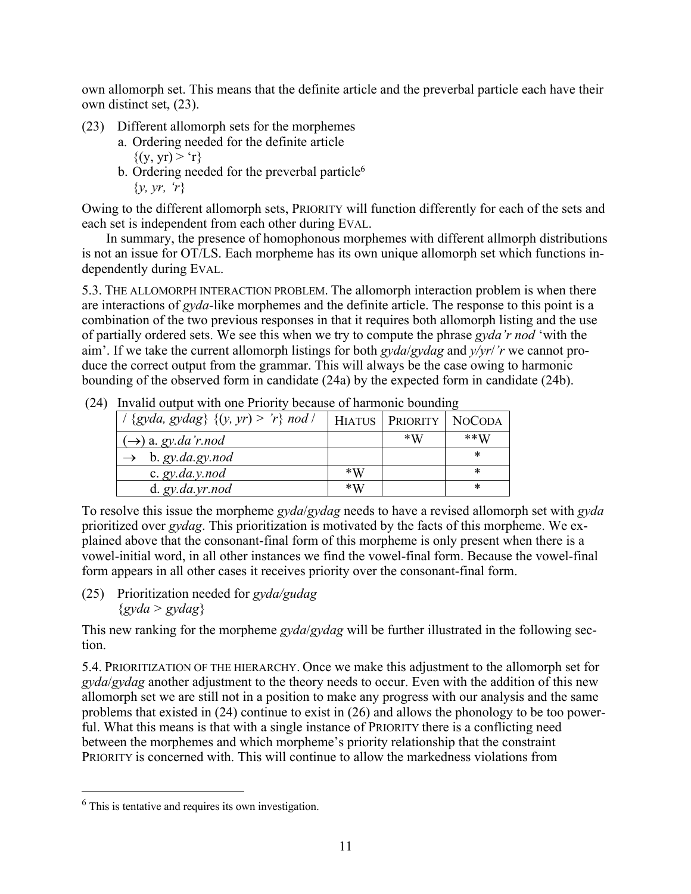own allomorph set. This means that the definite article and the preverbal particle each have their own distinct set, (23).

(23) Different allomorph sets for the morphemes
  a. Ordering needed for the definite article
    {(y, yr) > 'r}
  b. Ordering needed for the preverbal particle[6]
    {*y, yr, 'r*}

Owing to the different allomorph sets, PRIORITY will function differently for each of the sets and each set is independent from each other during EVAL.

In summary, the presence of homophonous morphemes with different allmorph distributions is not an issue for OT/LS. Each morpheme has its own unique allomorph set which functions independently during EVAL.

5.3. THE ALLOMORPH INTERACTION PROBLEM. The allomorph interaction problem is when there are interactions of *gyda*-like morphemes and the definite article. The response to this point is a combination of the two previous responses in that it requires both allomorph listing and the use of partially ordered sets. We see this when we try to compute the phrase *gyda'r nod* 'with the aim'. If we take the current allomorph listings for both *gyda*/*gydag* and *y*/*yr*/*'r* we cannot produce the correct output from the grammar. This will always be the case owing to harmonic bounding of the observed form in candidate (24a) by the expected form in candidate (24b).

(24) Invalid output with one Priority because of harmonic bounding

| / {*gyda, gydag*} {(*y, yr*) > *'r*} *nod* / | HIATUS | PRIORITY | NOCODA |
|---|---|---|---|
| (→) a. *gy.da'r.nod* | | *W | **W |
| → b. *gy.da.gy.nod* | | | * |
| c. *gy.da.y.nod* | *W | | * |
| d. *gy.da.yr.nod* | *W | | * |

To resolve this issue the morpheme *gyda*/*gydag* needs to have a revised allomorph set with *gyda* prioritized over *gydag*. This prioritization is motivated by the facts of this morpheme. We explained above that the consonant-final form of this morpheme is only present when there is a vowel-initial word, in all other instances we find the vowel-final form. Because the vowel-final form appears in all other cases it receives priority over the consonant-final form.

(25) Prioritization needed for *gyda/gudag*
  {*gyda* > *gydag*}

This new ranking for the morpheme *gyda*/*gydag* will be further illustrated in the following section.

5.4. PRIORITIZATION OF THE HIERARCHY. Once we make this adjustment to the allomorph set for *gyda*/*gydag* another adjustment to the theory needs to occur. Even with the addition of this new allomorph set we are still not in a position to make any progress with our analysis and the same problems that existed in (24) continue to exist in (26) and allows the phonology to be too powerful. What this means is that with a single instance of PRIORITY there is a conflicting need between the morphemes and which morpheme's priority relationship that the constraint PRIORITY is concerned with. This will continue to allow the markedness violations from

[6] This is tentative and requires its own investigation.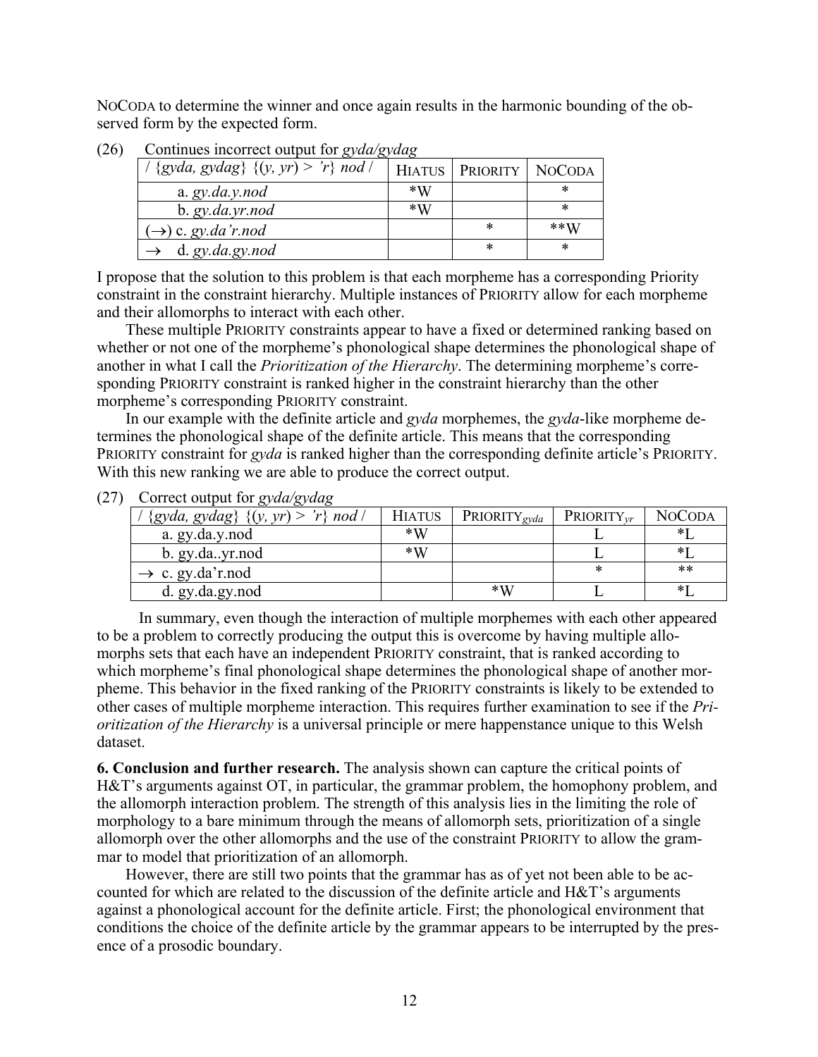NoCoda to determine the winner and once again results in the harmonic bounding of the observed form by the expected form.

(26) Continues incorrect output for *gyda/gydag*

| / {*gyda, gydag*} {(*y, yr*) > *'r*} *nod* / | Hiatus | Priority | NoCoda |
|---|---|---|---|
| a. *gy.da.y.nod* | *W | | * |
| b. *gy.da.yr.nod* | *W | | * |
| (→) c. *gy.da'r.nod* | | * | **W |
| → d. *gy.da.gy.nod* | | * | * |

I propose that the solution to this problem is that each morpheme has a corresponding Priority constraint in the constraint hierarchy. Multiple instances of Priority allow for each morpheme and their allomorphs to interact with each other.

These multiple Priority constraints appear to have a fixed or determined ranking based on whether or not one of the morpheme's phonological shape determines the phonological shape of another in what I call the *Prioritization of the Hierarchy*. The determining morpheme's corresponding Priority constraint is ranked higher in the constraint hierarchy than the other morpheme's corresponding Priority constraint.

In our example with the definite article and *gyda* morphemes, the *gyda*-like morpheme determines the phonological shape of the definite article. This means that the corresponding Priority constraint for *gyda* is ranked higher than the corresponding definite article's Priority. With this new ranking we are able to produce the correct output.

(27) Correct output for *gyda/gydag*

| / {*gyda, gydag*} {(*y, yr*) > *'r*} *nod* / | Hiatus | $\text{Priority}_{gyda}$ | $\text{Priority}_{yr}$ | NoCoda |
|---|---|---|---|---|
| a. gy.da.y.nod | *W | | L | *L |
| b. gy.da..yr.nod | *W | | L | *L |
| → c. gy.da'r.nod | | | * | ** |
| d. gy.da.gy.nod | | *W | L | *L |

In summary, even though the interaction of multiple morphemes with each other appeared to be a problem to correctly producing the output this is overcome by having multiple allomorphs sets that each have an independent Priority constraint, that is ranked according to which morpheme's final phonological shape determines the phonological shape of another morpheme. This behavior in the fixed ranking of the Priority constraints is likely to be extended to other cases of multiple morpheme interaction. This requires further examination to see if the *Prioritization of the Hierarchy* is a universal principle or mere happenstance unique to this Welsh dataset.

**6. Conclusion and further research.** The analysis shown can capture the critical points of H&T's arguments against OT, in particular, the grammar problem, the homophony problem, and the allomorph interaction problem. The strength of this analysis lies in the limiting the role of morphology to a bare minimum through the means of allomorph sets, prioritization of a single allomorph over the other allomorphs and the use of the constraint Priority to allow the grammar to model that prioritization of an allomorph.

However, there are still two points that the grammar has as of yet not been able to be accounted for which are related to the discussion of the definite article and H&T's arguments against a phonological account for the definite article. First; the phonological environment that conditions the choice of the definite article by the grammar appears to be interrupted by the presence of a prosodic boundary.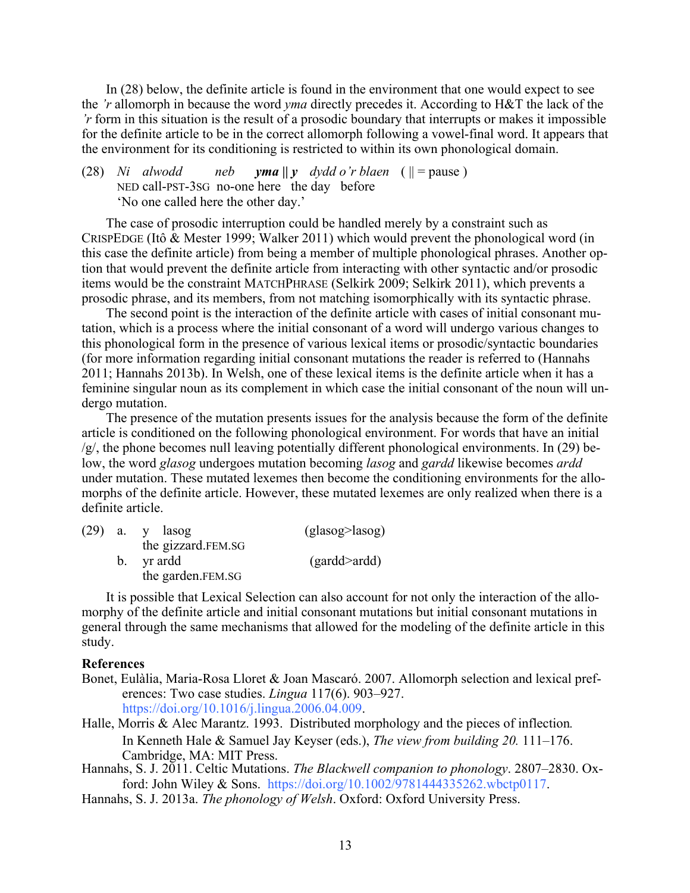In (28) below, the definite article is found in the environment that one would expect to see the *'r* allomorph in because the word *yma* directly precedes it. According to H&T the lack of the *'r* form in this situation is the result of a prosodic boundary that interrupts or makes it impossible for the definite article to be in the correct allomorph following a vowel-final word. It appears that the environment for its conditioning is restricted to within its own phonological domain.

(28) *Ni alwodd neb* ***yma* || *y*** *dydd o'r blaen* ( || = pause )
NED call-PST-3SG no-one here the day before
'No one called here the other day.'

The case of prosodic interruption could be handled merely by a constraint such as CRISPEDGE (Itô & Mester 1999; Walker 2011) which would prevent the phonological word (in this case the definite article) from being a member of multiple phonological phrases. Another option that would prevent the definite article from interacting with other syntactic and/or prosodic items would be the constraint MATCHPHRASE (Selkirk 2009; Selkirk 2011), which prevents a prosodic phrase, and its members, from not matching isomorphically with its syntactic phrase.

The second point is the interaction of the definite article with cases of initial consonant mutation, which is a process where the initial consonant of a word will undergo various changes to this phonological form in the presence of various lexical items or prosodic/syntactic boundaries (for more information regarding initial consonant mutations the reader is referred to (Hannahs 2011; Hannahs 2013b). In Welsh, one of these lexical items is the definite article when it has a feminine singular noun as its complement in which case the initial consonant of the noun will undergo mutation.

The presence of the mutation presents issues for the analysis because the form of the definite article is conditioned on the following phonological environment. For words that have an initial /g/, the phone becomes null leaving potentially different phonological environments. In (29) below, the word *glasog* undergoes mutation becoming *lasog* and *gardd* likewise becomes *ardd* under mutation. These mutated lexemes then become the conditioning environments for the allomorphs of the definite article. However, these mutated lexemes are only realized when there is a definite article.

(29) a. y lasog (glasog>lasog)
the gizzard.FEM.SG
b. yr ardd (gardd>ardd)
the garden.FEM.SG

It is possible that Lexical Selection can also account for not only the interaction of the allomorphy of the definite article and initial consonant mutations but initial consonant mutations in general through the same mechanisms that allowed for the modeling of the definite article in this study.

**References**

Bonet, Eulàlia, Maria-Rosa Lloret & Joan Mascaró. 2007. Allomorph selection and lexical preferences: Two case studies. *Lingua* 117(6). 903–927. https://doi.org/10.1016/j.lingua.2006.04.009.

Halle, Morris & Alec Marantz. 1993. Distributed morphology and the pieces of inflection. In Kenneth Hale & Samuel Jay Keyser (eds.), *The view from building 20.* 111–176. Cambridge, MA: MIT Press.

Hannahs, S. J. 2011. Celtic Mutations. *The Blackwell companion to phonology*. 2807–2830. Oxford: John Wiley & Sons. https://doi.org/10.1002/9781444335262.wbctp0117.

Hannahs, S. J. 2013a. *The phonology of Welsh*. Oxford: Oxford University Press.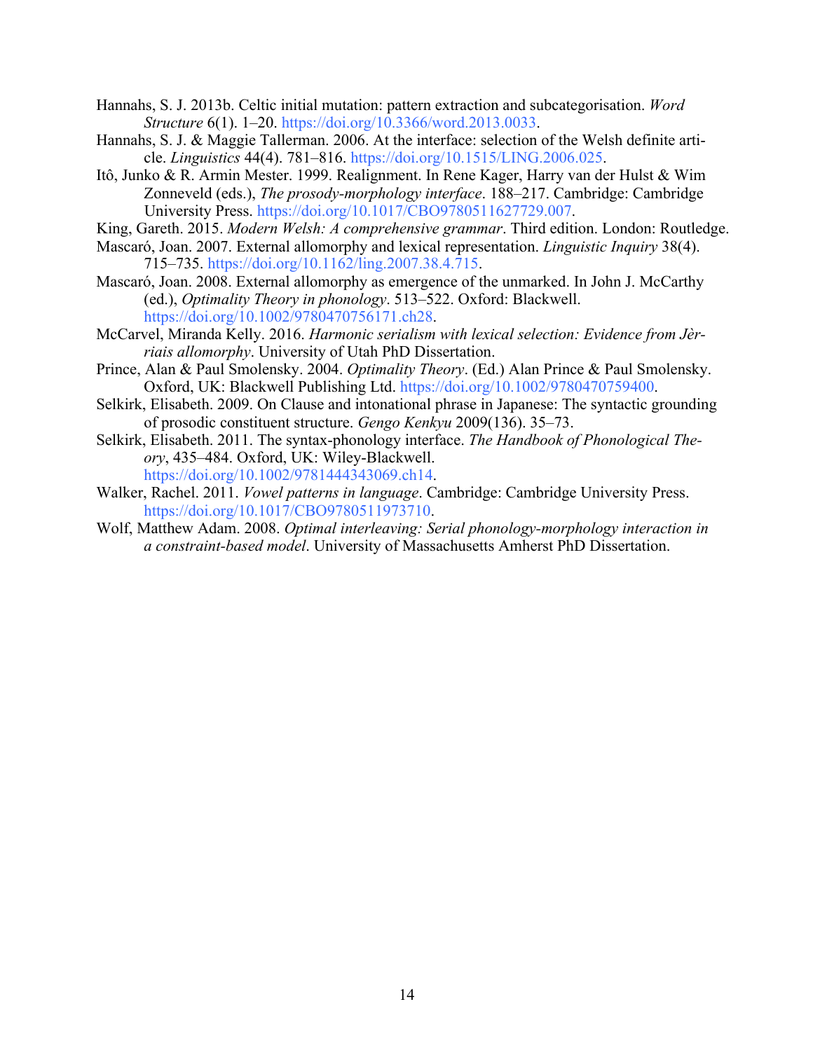Hannahs, S. J. 2013b. Celtic initial mutation: pattern extraction and subcategorisation. *Word Structure* 6(1). 1–20. https://doi.org/10.3366/word.2013.0033.

Hannahs, S. J. & Maggie Tallerman. 2006. At the interface: selection of the Welsh definite article. *Linguistics* 44(4). 781–816. https://doi.org/10.1515/LING.2006.025.

Itô, Junko & R. Armin Mester. 1999. Realignment. In Rene Kager, Harry van der Hulst & Wim Zonneveld (eds.), *The prosody-morphology interface*. 188–217. Cambridge: Cambridge University Press. https://doi.org/10.1017/CBO9780511627729.007.

King, Gareth. 2015. *Modern Welsh: A comprehensive grammar*. Third edition. London: Routledge.

Mascaró, Joan. 2007. External allomorphy and lexical representation. *Linguistic Inquiry* 38(4). 715–735. https://doi.org/10.1162/ling.2007.38.4.715.

Mascaró, Joan. 2008. External allomorphy as emergence of the unmarked. In John J. McCarthy (ed.), *Optimality Theory in phonology*. 513–522. Oxford: Blackwell. https://doi.org/10.1002/9780470756171.ch28.

McCarvel, Miranda Kelly. 2016. *Harmonic serialism with lexical selection: Evidence from Jèrriais allomorphy*. University of Utah PhD Dissertation.

Prince, Alan & Paul Smolensky. 2004. *Optimality Theory*. (Ed.) Alan Prince & Paul Smolensky. Oxford, UK: Blackwell Publishing Ltd. https://doi.org/10.1002/9780470759400.

Selkirk, Elisabeth. 2009. On Clause and intonational phrase in Japanese: The syntactic grounding of prosodic constituent structure. *Gengo Kenkyu* 2009(136). 35–73.

Selkirk, Elisabeth. 2011. The syntax-phonology interface. *The Handbook of Phonological Theory*, 435–484. Oxford, UK: Wiley-Blackwell. https://doi.org/10.1002/9781444343069.ch14.

Walker, Rachel. 2011. *Vowel patterns in language*. Cambridge: Cambridge University Press. https://doi.org/10.1017/CBO9780511973710.

Wolf, Matthew Adam. 2008. *Optimal interleaving: Serial phonology-morphology interaction in a constraint-based model*. University of Massachusetts Amherst PhD Dissertation.